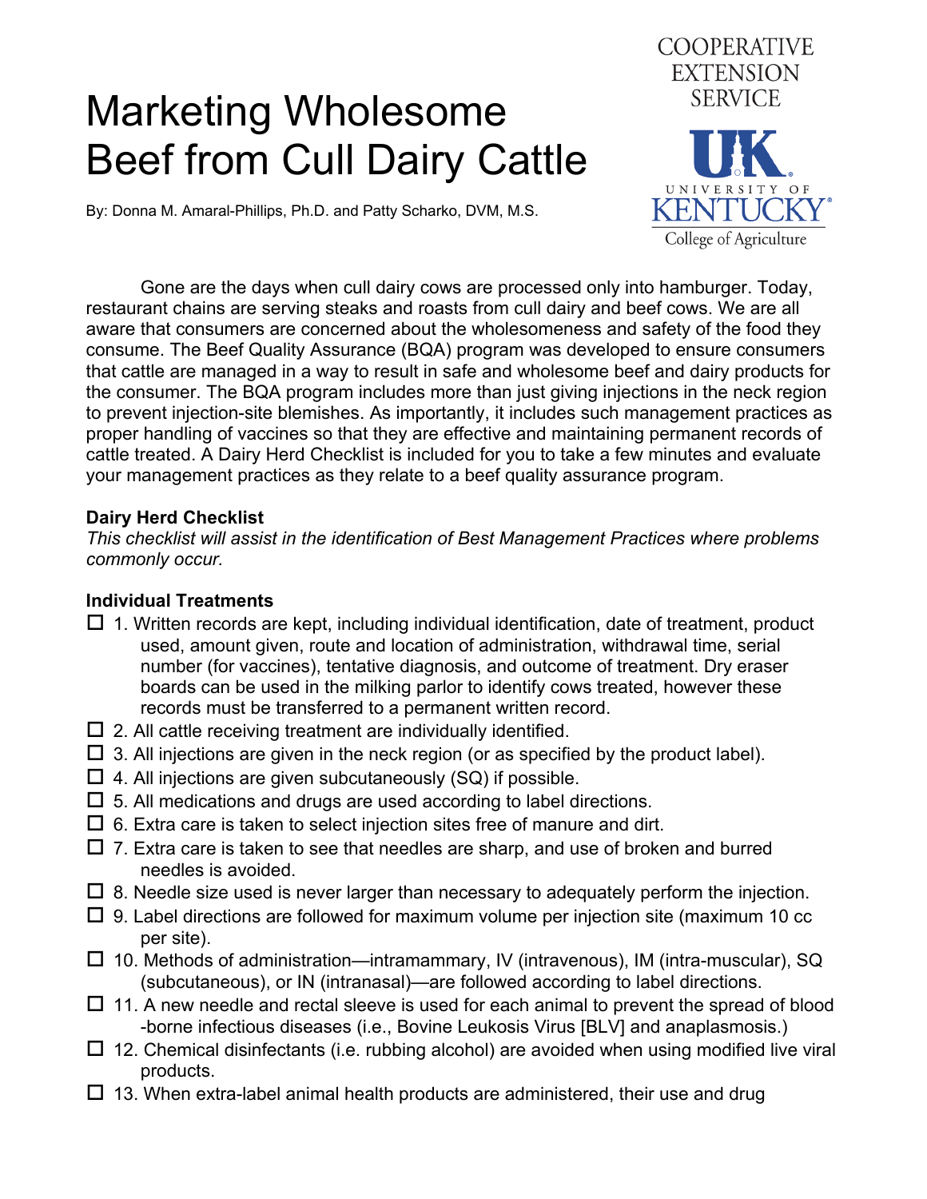# Marketing Wholesome Beef from Cull Dairy Cattle

COOPERATIVE EXTENSION SERVICE

UNIVERSITY OF KENTUCKY College of Agriculture

By: Donna M. Amaral-Phillips, Ph.D. and Patty Scharko, DVM, M.S.

Gone are the days when cull dairy cows are processed only into hamburger. Today, restaurant chains are serving steaks and roasts from cull dairy and beef cows. We are all aware that consumers are concerned about the wholesomeness and safety of the food they consume. The Beef Quality Assurance (BQA) program was developed to ensure consumers that cattle are managed in a way to result in safe and wholesome beef and dairy products for the consumer. The BQA program includes more than just giving injections in the neck region to prevent injection-site blemishes. As importantly, it includes such management practices as proper handling of vaccines so that they are effective and maintaining permanent records of cattle treated. A Dairy Herd Checklist is included for you to take a few minutes and evaluate your management practices as they relate to a beef quality assurance program.

**Dairy Herd Checklist**

*This checklist will assist in the identification of Best Management Practices where problems commonly occur.*

**Individual Treatments**

- ☐ 1. Written records are kept, including individual identification, date of treatment, product used, amount given, route and location of administration, withdrawal time, serial number (for vaccines), tentative diagnosis, and outcome of treatment. Dry eraser boards can be used in the milking parlor to identify cows treated, however these records must be transferred to a permanent written record.
- ☐ 2. All cattle receiving treatment are individually identified.
- ☐ 3. All injections are given in the neck region (or as specified by the product label).
- ☐ 4. All injections are given subcutaneously (SQ) if possible.
- ☐ 5. All medications and drugs are used according to label directions.
- ☐ 6. Extra care is taken to select injection sites free of manure and dirt.
- ☐ 7. Extra care is taken to see that needles are sharp, and use of broken and burred needles is avoided.
- ☐ 8. Needle size used is never larger than necessary to adequately perform the injection.
- ☐ 9. Label directions are followed for maximum volume per injection site (maximum 10 cc per site).
- ☐ 10. Methods of administration—intramammary, IV (intravenous), IM (intra-muscular), SQ (subcutaneous), or IN (intranasal)—are followed according to label directions.
- ☐ 11. A new needle and rectal sleeve is used for each animal to prevent the spread of blood -borne infectious diseases (i.e., Bovine Leukosis Virus [BLV] and anaplasmosis.)
- ☐ 12. Chemical disinfectants (i.e. rubbing alcohol) are avoided when using modified live viral products.
- ☐ 13. When extra-label animal health products are administered, their use and drug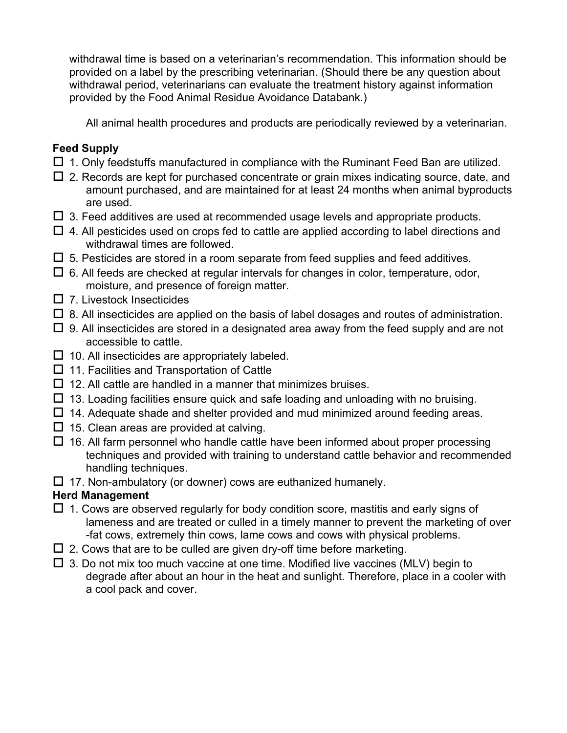withdrawal time is based on a veterinarian's recommendation. This information should be provided on a label by the prescribing veterinarian. (Should there be any question about withdrawal period, veterinarians can evaluate the treatment history against information provided by the Food Animal Residue Avoidance Databank.)

All animal health procedures and products are periodically reviewed by a veterinarian.

**Feed Supply**

- ☐ 1. Only feedstuffs manufactured in compliance with the Ruminant Feed Ban are utilized.
- ☐ 2. Records are kept for purchased concentrate or grain mixes indicating source, date, and amount purchased, and are maintained for at least 24 months when animal byproducts are used.
- ☐ 3. Feed additives are used at recommended usage levels and appropriate products.
- ☐ 4. All pesticides used on crops fed to cattle are applied according to label directions and withdrawal times are followed.
- ☐ 5. Pesticides are stored in a room separate from feed supplies and feed additives.
- ☐ 6. All feeds are checked at regular intervals for changes in color, temperature, odor, moisture, and presence of foreign matter.
- ☐ 7. Livestock Insecticides
- ☐ 8. All insecticides are applied on the basis of label dosages and routes of administration.
- ☐ 9. All insecticides are stored in a designated area away from the feed supply and are not accessible to cattle.
- ☐ 10. All insecticides are appropriately labeled.
- ☐ 11. Facilities and Transportation of Cattle
- ☐ 12. All cattle are handled in a manner that minimizes bruises.
- ☐ 13. Loading facilities ensure quick and safe loading and unloading with no bruising.
- ☐ 14. Adequate shade and shelter provided and mud minimized around feeding areas.
- ☐ 15. Clean areas are provided at calving.
- ☐ 16. All farm personnel who handle cattle have been informed about proper processing techniques and provided with training to understand cattle behavior and recommended handling techniques.
- ☐ 17. Non-ambulatory (or downer) cows are euthanized humanely.

**Herd Management**

- ☐ 1. Cows are observed regularly for body condition score, mastitis and early signs of lameness and are treated or culled in a timely manner to prevent the marketing of over -fat cows, extremely thin cows, lame cows and cows with physical problems.
- ☐ 2. Cows that are to be culled are given dry-off time before marketing.
- ☐ 3. Do not mix too much vaccine at one time. Modified live vaccines (MLV) begin to degrade after about an hour in the heat and sunlight. Therefore, place in a cooler with a cool pack and cover.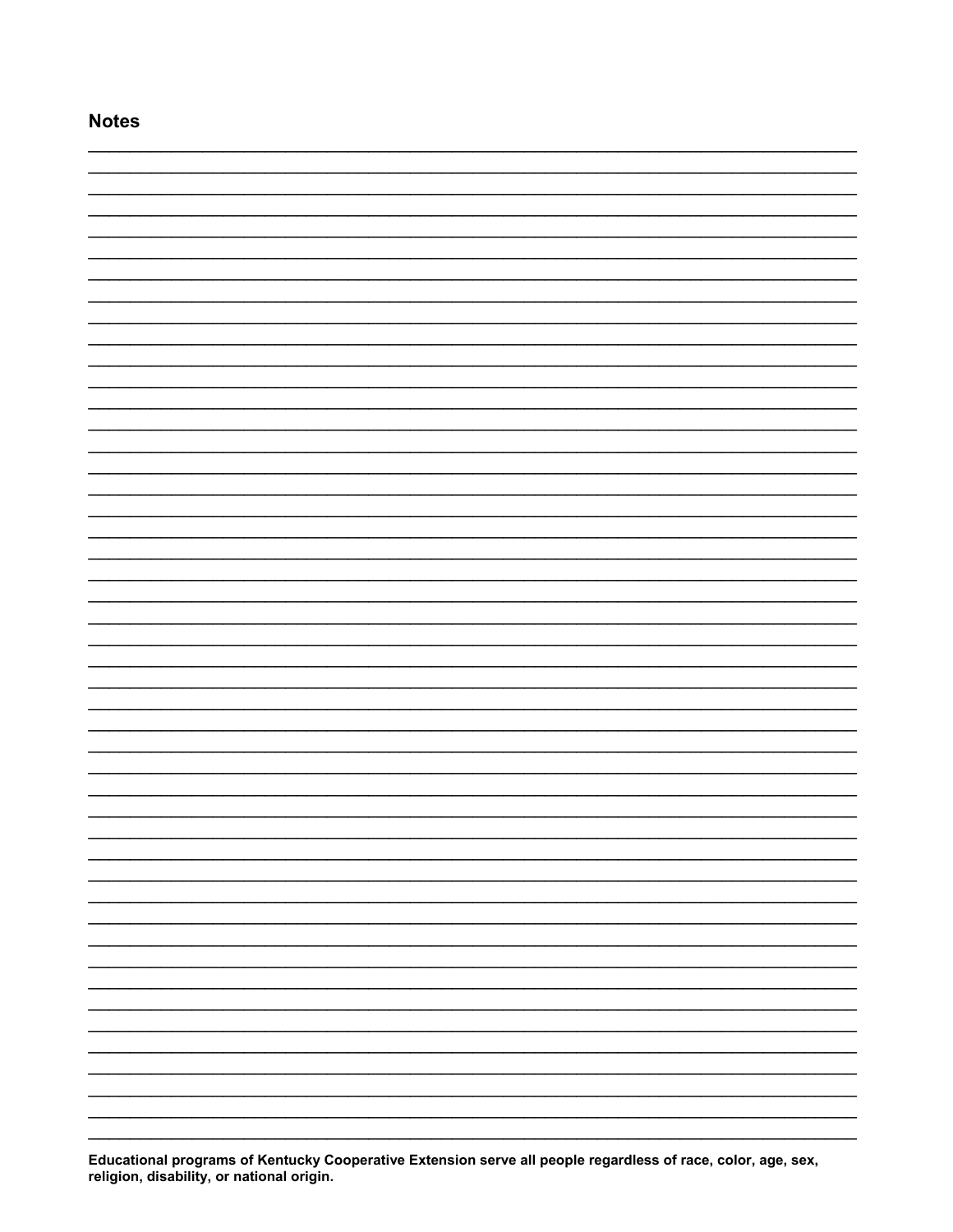## Notes

Educational programs of Kentucky Cooperative Extension serve all people regardless of race, color, age, sex, religion, disability, or national origin.